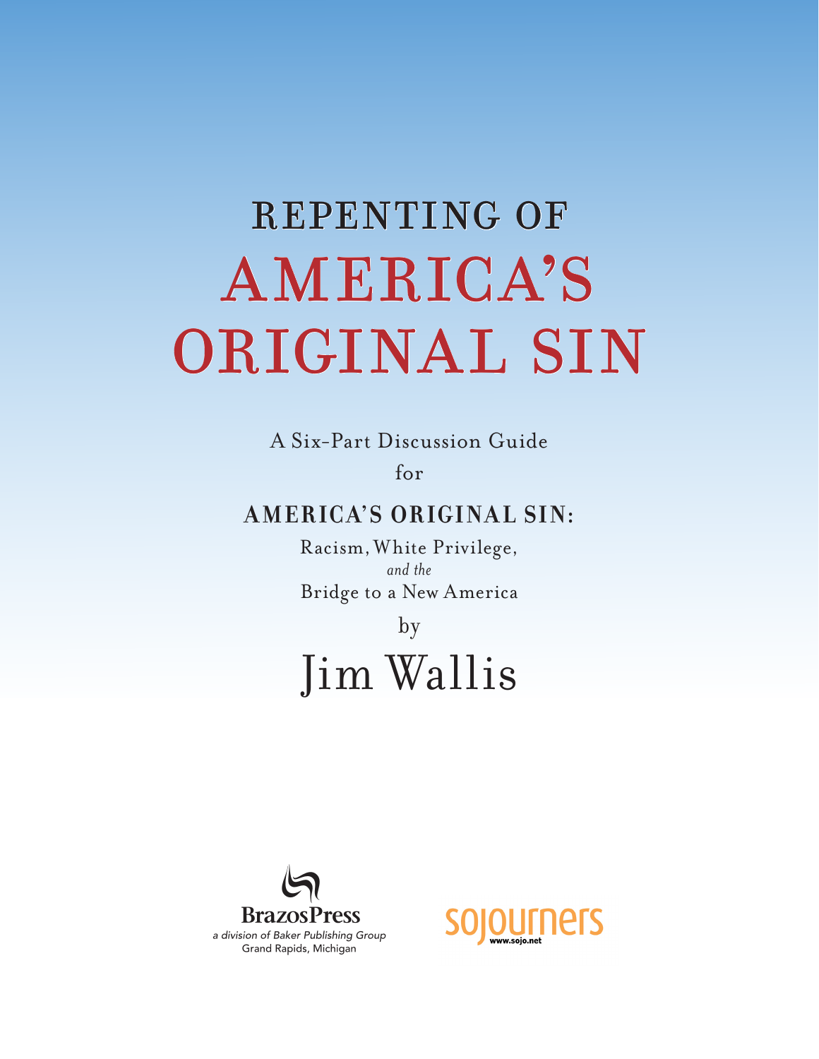# REPENTING OF AMERICA'S ORIGINAL SIN

A Six-Part Discussion Guide

for

**AMERICA'S ORIGINAL SIN:**

Racism, White Privilege,

*and the*

Bridge to a New America

by

## Jim Wallis

BrazosPress

*a division of Baker Publishing Group*

Grand Rapids, Michigan

sojourners

www.sojo.net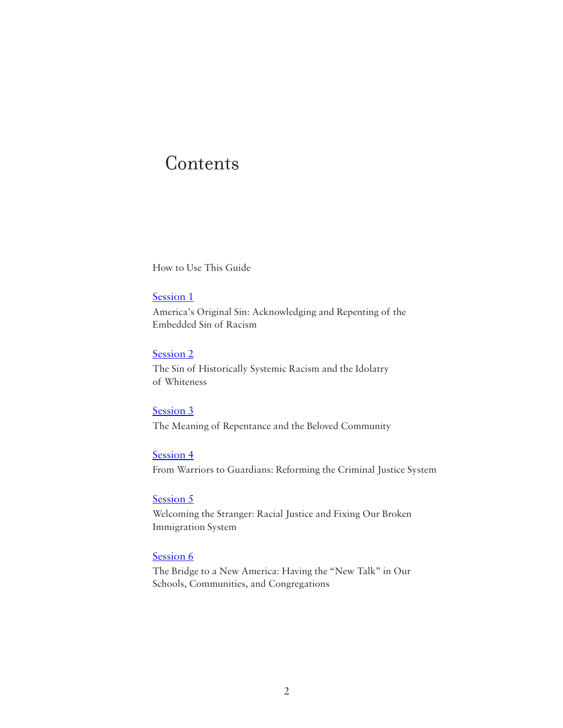# Contents

How to Use This Guide

Session 1

America's Original Sin: Acknowledging and Repenting of the Embedded Sin of Racism

Session 2

The Sin of Historically Systemic Racism and the Idolatry of Whiteness

Session 3

The Meaning of Repentance and the Beloved Community

Session 4

From Warriors to Guardians: Reforming the Criminal Justice System

Session 5

Welcoming the Stranger: Racial Justice and Fixing Our Broken Immigration System

Session 6

The Bridge to a New America: Having the "New Talk" in Our Schools, Communities, and Congregations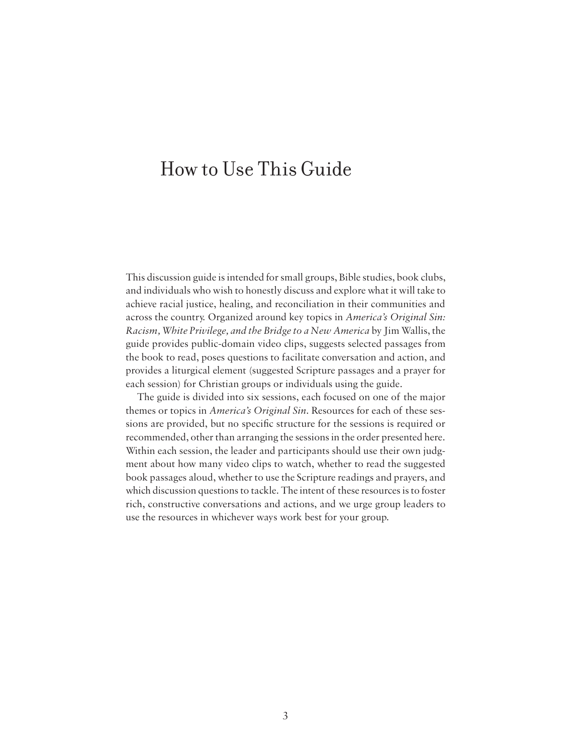# How to Use This Guide

This discussion guide is intended for small groups, Bible studies, book clubs, and individuals who wish to honestly discuss and explore what it will take to achieve racial justice, healing, and reconciliation in their communities and across the country. Organized around key topics in *America's Original Sin: Racism, White Privilege, and the Bridge to a New America* by Jim Wallis, the guide provides public-domain video clips, suggests selected passages from the book to read, poses questions to facilitate conversation and action, and provides a liturgical element (suggested Scripture passages and a prayer for each session) for Christian groups or individuals using the guide.

The guide is divided into six sessions, each focused on one of the major themes or topics in *America's Original Sin*. Resources for each of these sessions are provided, but no specific structure for the sessions is required or recommended, other than arranging the sessions in the order presented here. Within each session, the leader and participants should use their own judgment about how many video clips to watch, whether to read the suggested book passages aloud, whether to use the Scripture readings and prayers, and which discussion questions to tackle. The intent of these resources is to foster rich, constructive conversations and actions, and we urge group leaders to use the resources in whichever ways work best for your group.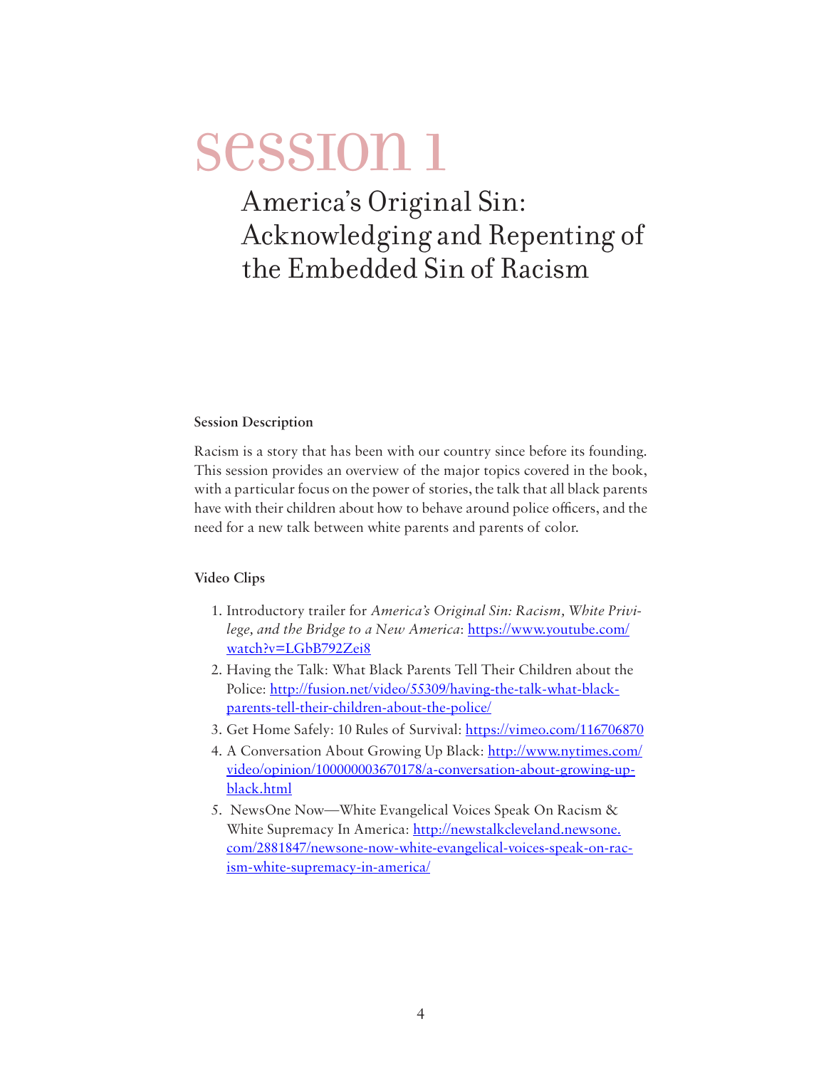# session 1

## America's Original Sin: Acknowledging and Repenting of the Embedded Sin of Racism

### Session Description

Racism is a story that has been with our country since before its founding. This session provides an overview of the major topics covered in the book, with a particular focus on the power of stories, the talk that all black parents have with their children about how to behave around police officers, and the need for a new talk between white parents and parents of color.

### Video Clips

1. Introductory trailer for *America's Original Sin: Racism, White Privilege, and the Bridge to a New America*: https://www.youtube.com/watch?v=LGbB792Zei8
2. Having the Talk: What Black Parents Tell Their Children about the Police: http://fusion.net/video/55309/having-the-talk-what-black-parents-tell-their-children-about-the-police/
3. Get Home Safely: 10 Rules of Survival: https://vimeo.com/116706870
4. A Conversation About Growing Up Black: http://www.nytimes.com/video/opinion/100000003670178/a-conversation-about-growing-up-black.html
5. NewsOne Now—White Evangelical Voices Speak On Racism & White Supremacy In America: http://newstalkcleveland.newsone.com/2881847/newsone-now-white-evangelical-voices-speak-on-racism-white-supremacy-in-america/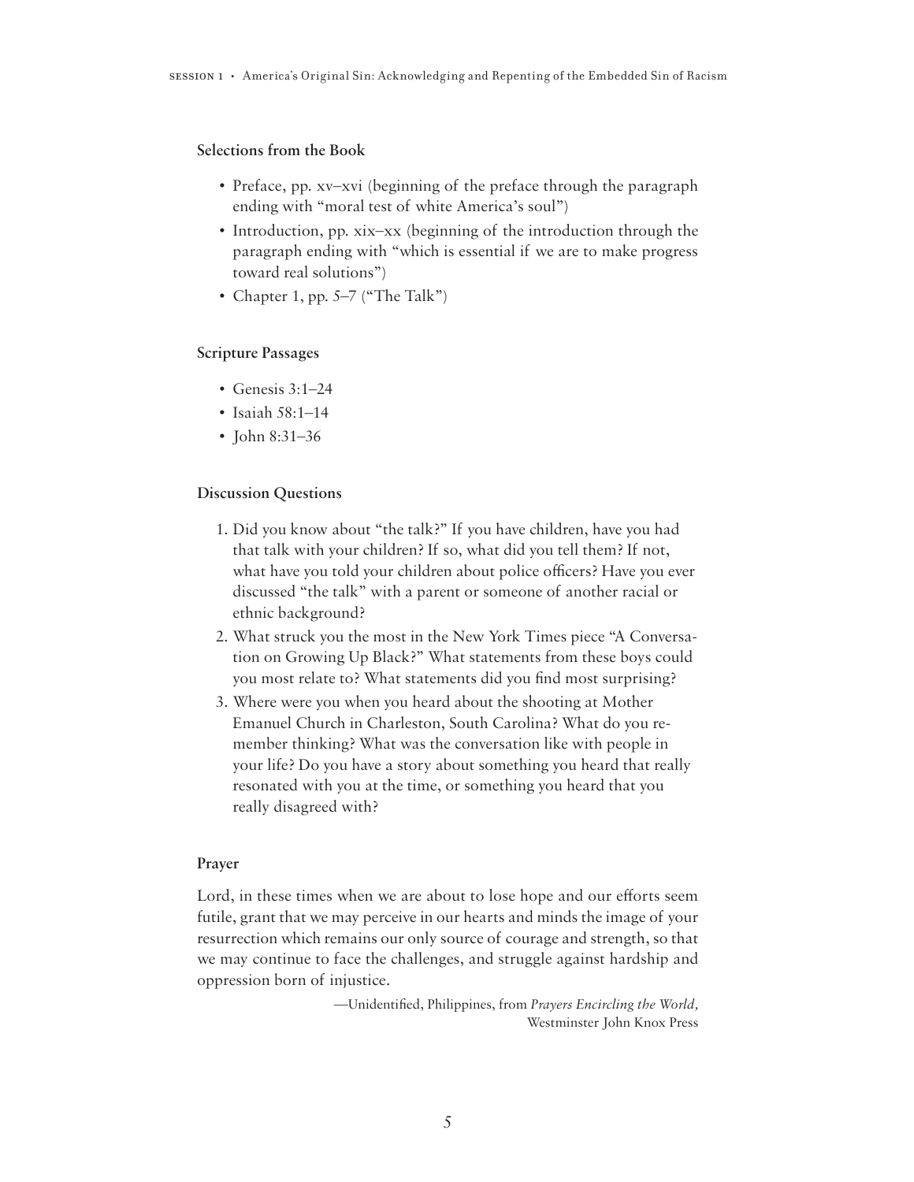### Selections from the Book

- Preface, pp. xv–xvi (beginning of the preface through the paragraph ending with "moral test of white America's soul")
- Introduction, pp. xix–xx (beginning of the introduction through the paragraph ending with "which is essential if we are to make progress toward real solutions")
- Chapter 1, pp. 5–7 ("The Talk")

### Scripture Passages

- Genesis 3:1–24
- Isaiah 58:1–14
- John 8:31–36

### Discussion Questions

1. Did you know about "the talk?" If you have children, have you had that talk with your children? If so, what did you tell them? If not, what have you told your children about police officers? Have you ever discussed "the talk" with a parent or someone of another racial or ethnic background?
2. What struck you the most in the New York Times piece "A Conversation on Growing Up Black?" What statements from these boys could you most relate to? What statements did you find most surprising?
3. Where were you when you heard about the shooting at Mother Emanuel Church in Charleston, South Carolina? What do you remember thinking? What was the conversation like with people in your life? Do you have a story about something you heard that really resonated with you at the time, or something you heard that you really disagreed with?

### Prayer

Lord, in these times when we are about to lose hope and our efforts seem futile, grant that we may perceive in our hearts and minds the image of your resurrection which remains our only source of courage and strength, so that we may continue to face the challenges, and struggle against hardship and oppression born of injustice.

—Unidentified, Philippines, from *Prayers Encircling the World,* Westminster John Knox Press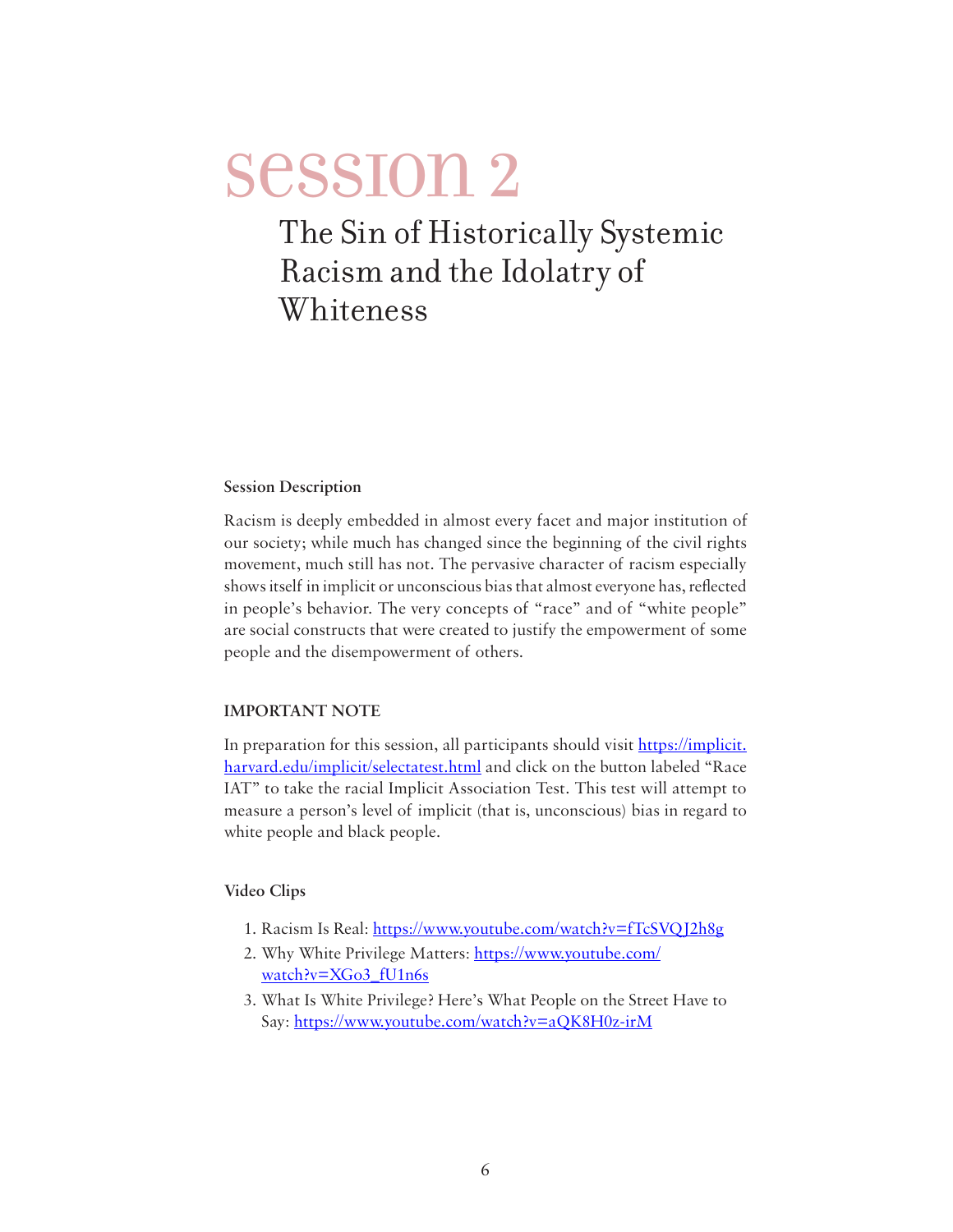# session 2

## The Sin of Historically Systemic Racism and the Idolatry of Whiteness

### Session Description

Racism is deeply embedded in almost every facet and major institution of our society; while much has changed since the beginning of the civil rights movement, much still has not. The pervasive character of racism especially shows itself in implicit or unconscious bias that almost everyone has, reflected in people's behavior. The very concepts of "race" and of "white people" are social constructs that were created to justify the empowerment of some people and the disempowerment of others.

### IMPORTANT NOTE

In preparation for this session, all participants should visit https://implicit.harvard.edu/implicit/selectatest.html and click on the button labeled "Race IAT" to take the racial Implicit Association Test. This test will attempt to measure a person's level of implicit (that is, unconscious) bias in regard to white people and black people.

### Video Clips

1. Racism Is Real: https://www.youtube.com/watch?v=fTcSVQJ2h8g
2. Why White Privilege Matters: https://www.youtube.com/watch?v=XGo3_fU1n6s
3. What Is White Privilege? Here's What People on the Street Have to Say: https://www.youtube.com/watch?v=aQK8H0z-irM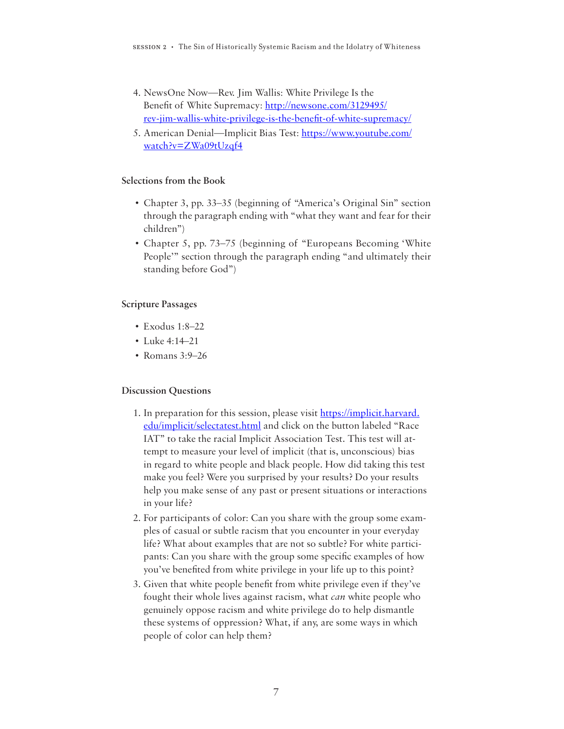4. NewsOne Now—Rev. Jim Wallis: White Privilege Is the Benefit of White Supremacy: http://newsone.com/3129495/rev-jim-wallis-white-privilege-is-the-benefit-of-white-supremacy/
5. American Denial—Implicit Bias Test: https://www.youtube.com/watch?v=ZWa09tUzqf4

### Selections from the Book

- Chapter 3, pp. 33–35 (beginning of "America's Original Sin" section through the paragraph ending with "what they want and fear for their children")
- Chapter 5, pp. 73–75 (beginning of "Europeans Becoming 'White People'" section through the paragraph ending "and ultimately their standing before God")

### Scripture Passages

- Exodus 1:8–22
- Luke 4:14–21
- Romans 3:9–26

### Discussion Questions

1. In preparation for this session, please visit https://implicit.harvard.edu/implicit/selectatest.html and click on the button labeled "Race IAT" to take the racial Implicit Association Test. This test will attempt to measure your level of implicit (that is, unconscious) bias in regard to white people and black people. How did taking this test make you feel? Were you surprised by your results? Do your results help you make sense of any past or present situations or interactions in your life?
2. For participants of color: Can you share with the group some examples of casual or subtle racism that you encounter in your everyday life? What about examples that are not so subtle? For white participants: Can you share with the group some specific examples of how you've benefited from white privilege in your life up to this point?
3. Given that white people benefit from white privilege even if they've fought their whole lives against racism, what *can* white people who genuinely oppose racism and white privilege do to help dismantle these systems of oppression? What, if any, are some ways in which people of color can help them?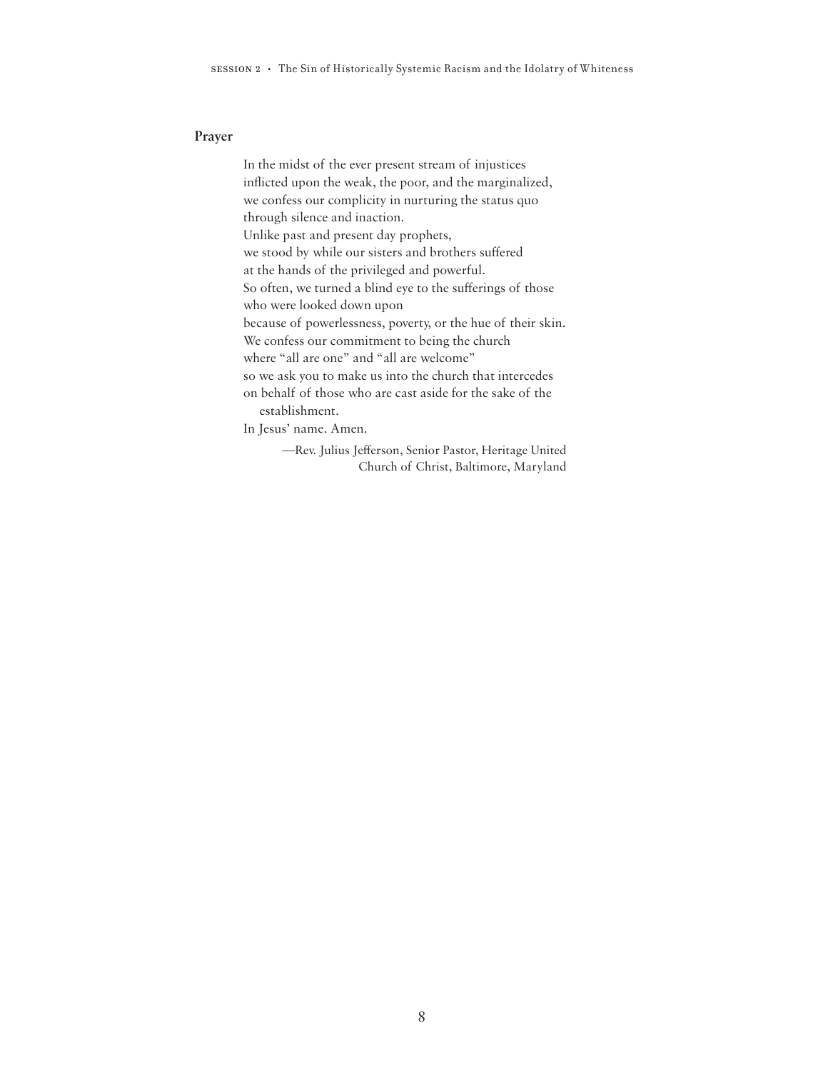## Prayer

In the midst of the ever present stream of injustices
inflicted upon the weak, the poor, and the marginalized,
we confess our complicity in nurturing the status quo
through silence and inaction.
Unlike past and present day prophets,
we stood by while our sisters and brothers suffered
at the hands of the privileged and powerful.
So often, we turned a blind eye to the sufferings of those
who were looked down upon
because of powerlessness, poverty, or the hue of their skin.
We confess our commitment to being the church
where "all are one" and "all are welcome"
so we ask you to make us into the church that intercedes
on behalf of those who are cast aside for the sake of the
establishment.
In Jesus' name. Amen.

—Rev. Julius Jefferson, Senior Pastor, Heritage United Church of Christ, Baltimore, Maryland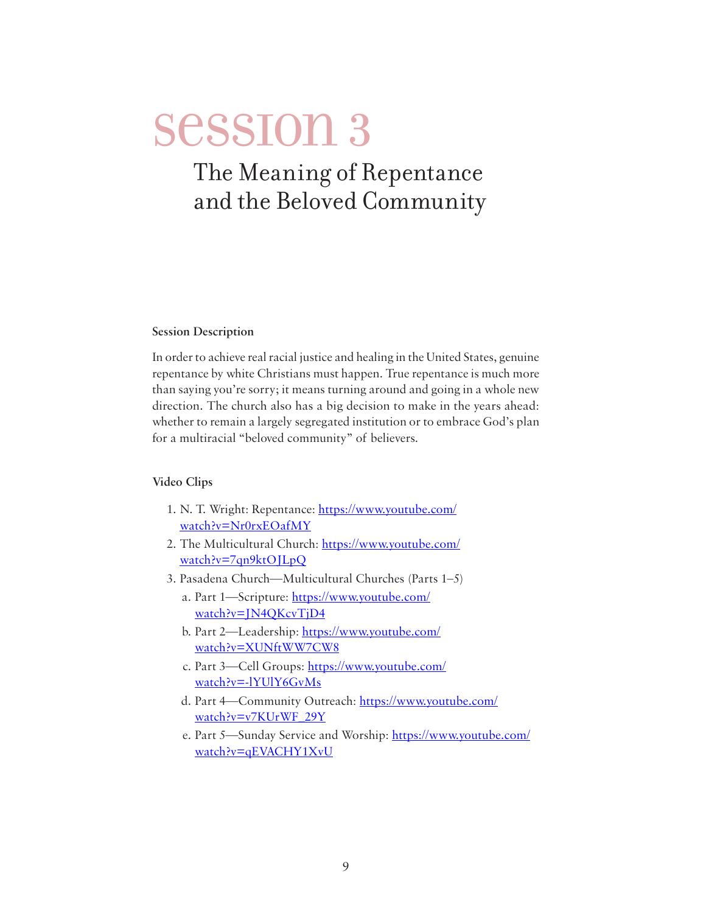# session 3

## The Meaning of Repentance and the Beloved Community

### Session Description

In order to achieve real racial justice and healing in the United States, genuine repentance by white Christians must happen. True repentance is much more than saying you're sorry; it means turning around and going in a whole new direction. The church also has a big decision to make in the years ahead: whether to remain a largely segregated institution or to embrace God's plan for a multiracial "beloved community" of believers.

### Video Clips

1. N. T. Wright: Repentance: https://www.youtube.com/watch?v=Nr0rxEOafMY
2. The Multicultural Church: https://www.youtube.com/watch?v=7qn9ktOJLpQ
3. Pasadena Church—Multicultural Churches (Parts 1–5)
   a. Part 1—Scripture: https://www.youtube.com/watch?v=JN4QKcvTjD4
   b. Part 2—Leadership: https://www.youtube.com/watch?v=XUNftWW7CW8
   c. Part 3—Cell Groups: https://www.youtube.com/watch?v=-lYUlY6GvMs
   d. Part 4—Community Outreach: https://www.youtube.com/watch?v=v7KUrWF_29Y
   e. Part 5—Sunday Service and Worship: https://www.youtube.com/watch?v=qEVACHY1XvU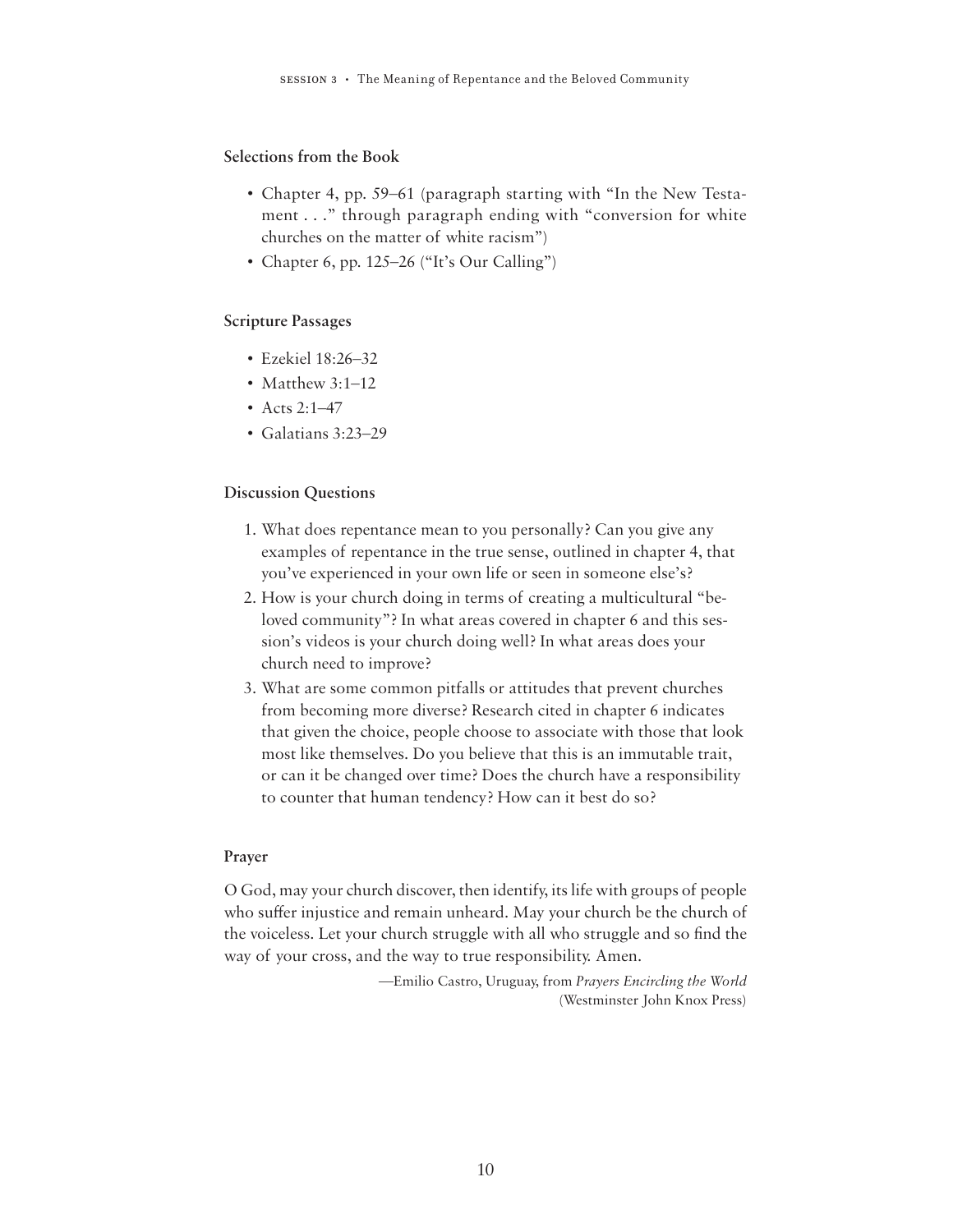### Selections from the Book

- Chapter 4, pp. 59–61 (paragraph starting with "In the New Testament . . ." through paragraph ending with "conversion for white churches on the matter of white racism")
- Chapter 6, pp. 125–26 ("It's Our Calling")

### Scripture Passages

- Ezekiel 18:26–32
- Matthew 3:1–12
- Acts 2:1–47
- Galatians 3:23–29

### Discussion Questions

1. What does repentance mean to you personally? Can you give any examples of repentance in the true sense, outlined in chapter 4, that you've experienced in your own life or seen in someone else's?
2. How is your church doing in terms of creating a multicultural "beloved community"? In what areas covered in chapter 6 and this session's videos is your church doing well? In what areas does your church need to improve?
3. What are some common pitfalls or attitudes that prevent churches from becoming more diverse? Research cited in chapter 6 indicates that given the choice, people choose to associate with those that look most like themselves. Do you believe that this is an immutable trait, or can it be changed over time? Does the church have a responsibility to counter that human tendency? How can it best do so?

### Prayer

O God, may your church discover, then identify, its life with groups of people who suffer injustice and remain unheard. May your church be the church of the voiceless. Let your church struggle with all who struggle and so find the way of your cross, and the way to true responsibility. Amen.

—Emilio Castro, Uruguay, from *Prayers Encircling the World* (Westminster John Knox Press)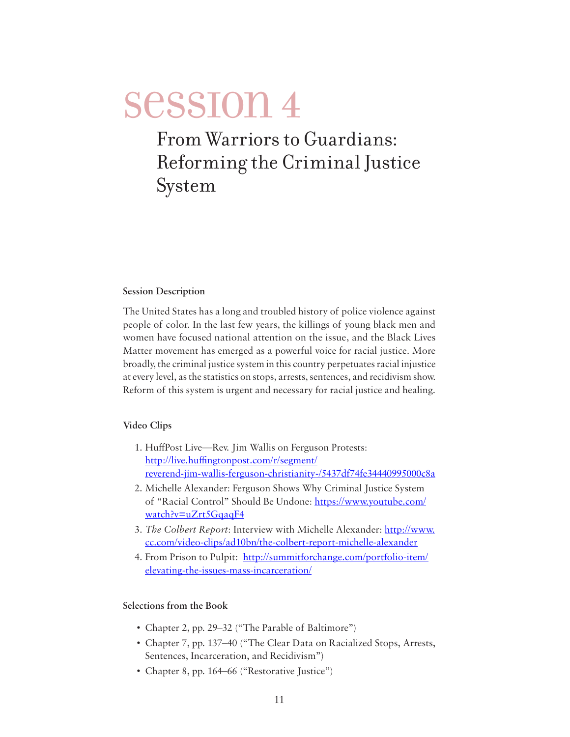# session 4

## From Warriors to Guardians: Reforming the Criminal Justice System

### Session Description

The United States has a long and troubled history of police violence against people of color. In the last few years, the killings of young black men and women have focused national attention on the issue, and the Black Lives Matter movement has emerged as a powerful voice for racial justice. More broadly, the criminal justice system in this country perpetuates racial injustice at every level, as the statistics on stops, arrests, sentences, and recidivism show. Reform of this system is urgent and necessary for racial justice and healing.

### Video Clips

1. HuffPost Live—Rev. Jim Wallis on Ferguson Protests: http://live.huffingtonpost.com/r/segment/reverend-jim-wallis-ferguson-christianity-/5437df74fe34440995000c8a
2. Michelle Alexander: Ferguson Shows Why Criminal Justice System of "Racial Control" Should Be Undone: https://www.youtube.com/watch?v=uZrt5GqaqF4
3. *The Colbert Report*: Interview with Michelle Alexander: http://www.cc.com/video-clips/ad10bn/the-colbert-report-michelle-alexander
4. From Prison to Pulpit: http://summitforchange.com/portfolio-item/elevating-the-issues-mass-incarceration/

### Selections from the Book

- Chapter 2, pp. 29–32 ("The Parable of Baltimore")
- Chapter 7, pp. 137–40 ("The Clear Data on Racialized Stops, Arrests, Sentences, Incarceration, and Recidivism")
- Chapter 8, pp. 164–66 ("Restorative Justice")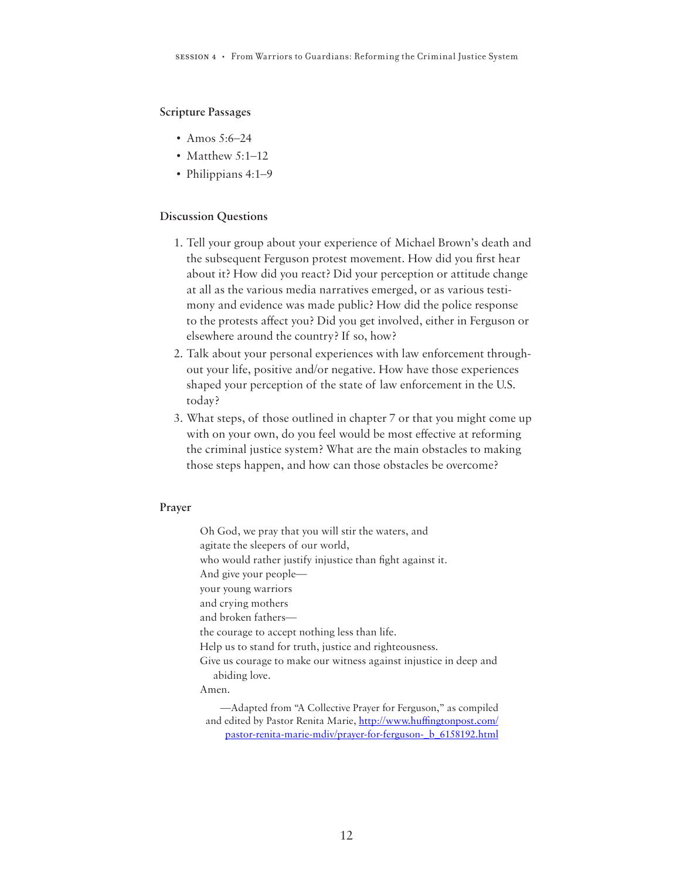### Scripture Passages

- Amos 5:6–24
- Matthew 5:1–12
- Philippians 4:1–9

### Discussion Questions

1. Tell your group about your experience of Michael Brown's death and the subsequent Ferguson protest movement. How did you first hear about it? How did you react? Did your perception or attitude change at all as the various media narratives emerged, or as various testimony and evidence was made public? How did the police response to the protests affect you? Did you get involved, either in Ferguson or elsewhere around the country? If so, how?
2. Talk about your personal experiences with law enforcement throughout your life, positive and/or negative. How have those experiences shaped your perception of the state of law enforcement in the U.S. today?
3. What steps, of those outlined in chapter 7 or that you might come up with on your own, do you feel would be most effective at reforming the criminal justice system? What are the main obstacles to making those steps happen, and how can those obstacles be overcome?

### Prayer

> Oh God, we pray that you will stir the waters, and
> agitate the sleepers of our world,
> who would rather justify injustice than fight against it.
> And give your people—
> your young warriors
> and crying mothers
> and broken fathers—
> the courage to accept nothing less than life.
> Help us to stand for truth, justice and righteousness.
> Give us courage to make our witness against injustice in deep and abiding love.
> Amen.
>
> —Adapted from "A Collective Prayer for Ferguson," as compiled and edited by Pastor Renita Marie, http://www.huffingtonpost.com/pastor-renita-marie-mdiv/prayer-for-ferguson-_b_6158192.html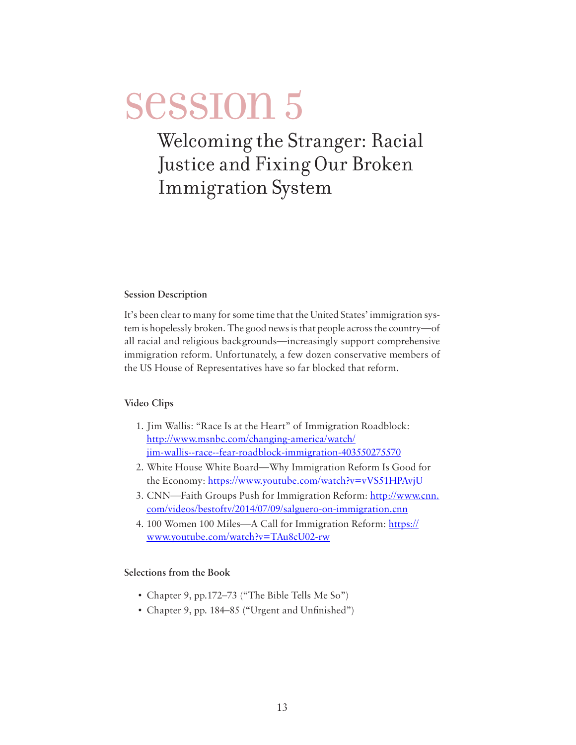# session 5

## Welcoming the Stranger: Racial Justice and Fixing Our Broken Immigration System

**Session Description**

It's been clear to many for some time that the United States' immigration system is hopelessly broken. The good news is that people across the country—of all racial and religious backgrounds—increasingly support comprehensive immigration reform. Unfortunately, a few dozen conservative members of the US House of Representatives have so far blocked that reform.

**Video Clips**

1. Jim Wallis: "Race Is at the Heart" of Immigration Roadblock: http://www.msnbc.com/changing-america/watch/jim-wallis--race--fear-roadblock-immigration-403550275570
2. White House White Board—Why Immigration Reform Is Good for the Economy: https://www.youtube.com/watch?v=vVS51HPAvjU
3. CNN—Faith Groups Push for Immigration Reform: http://www.cnn.com/videos/bestoftv/2014/07/09/salguero-on-immigration.cnn
4. 100 Women 100 Miles—A Call for Immigration Reform: https://www.youtube.com/watch?v=TAu8cU02-rw

**Selections from the Book**

- Chapter 9, pp.172–73 ("The Bible Tells Me So")
- Chapter 9, pp. 184–85 ("Urgent and Unfinished")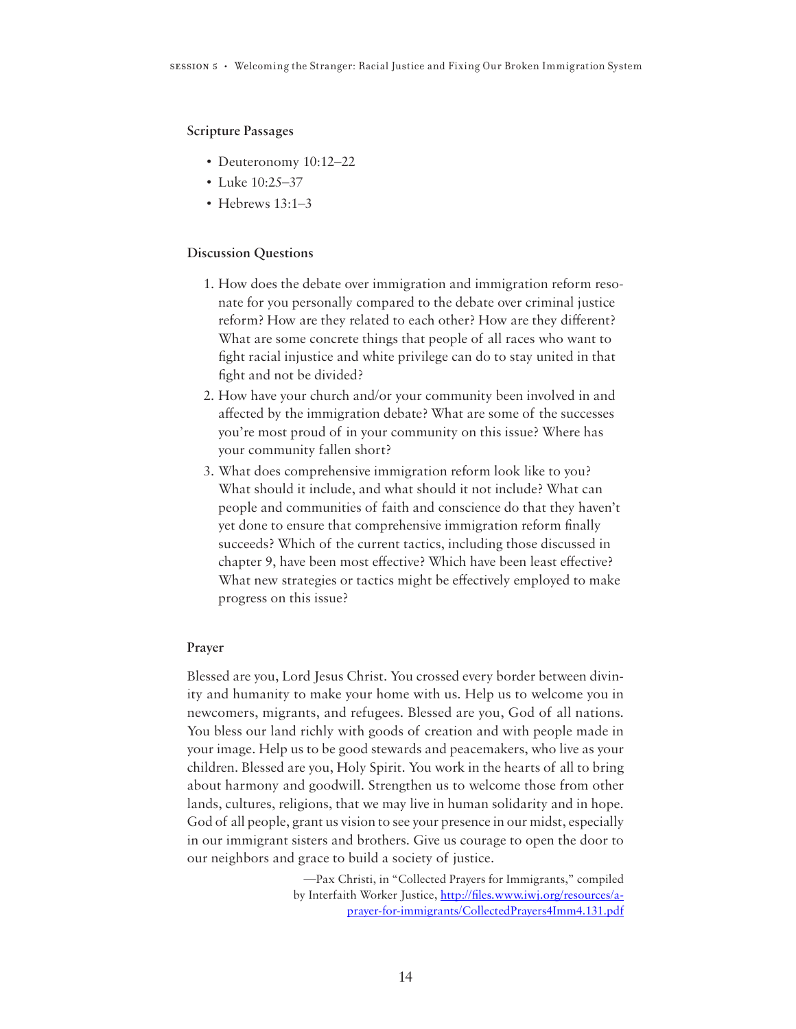### Scripture Passages

- Deuteronomy 10:12–22
- Luke 10:25–37
- Hebrews 13:1–3

### Discussion Questions

1. How does the debate over immigration and immigration reform resonate for you personally compared to the debate over criminal justice reform? How are they related to each other? How are they different? What are some concrete things that people of all races who want to fight racial injustice and white privilege can do to stay united in that fight and not be divided?
2. How have your church and/or your community been involved in and affected by the immigration debate? What are some of the successes you're most proud of in your community on this issue? Where has your community fallen short?
3. What does comprehensive immigration reform look like to you? What should it include, and what should it not include? What can people and communities of faith and conscience do that they haven't yet done to ensure that comprehensive immigration reform finally succeeds? Which of the current tactics, including those discussed in chapter 9, have been most effective? Which have been least effective? What new strategies or tactics might be effectively employed to make progress on this issue?

### Prayer

Blessed are you, Lord Jesus Christ. You crossed every border between divinity and humanity to make your home with us. Help us to welcome you in newcomers, migrants, and refugees. Blessed are you, God of all nations. You bless our land richly with goods of creation and with people made in your image. Help us to be good stewards and peacemakers, who live as your children. Blessed are you, Holy Spirit. You work in the hearts of all to bring about harmony and goodwill. Strengthen us to welcome those from other lands, cultures, religions, that we may live in human solidarity and in hope. God of all people, grant us vision to see your presence in our midst, especially in our immigrant sisters and brothers. Give us courage to open the door to our neighbors and grace to build a society of justice.

—Pax Christi, in "Collected Prayers for Immigrants," compiled by Interfaith Worker Justice, http://files.www.iwj.org/resources/a-prayer-for-immigrants/CollectedPrayers4Imm4.131.pdf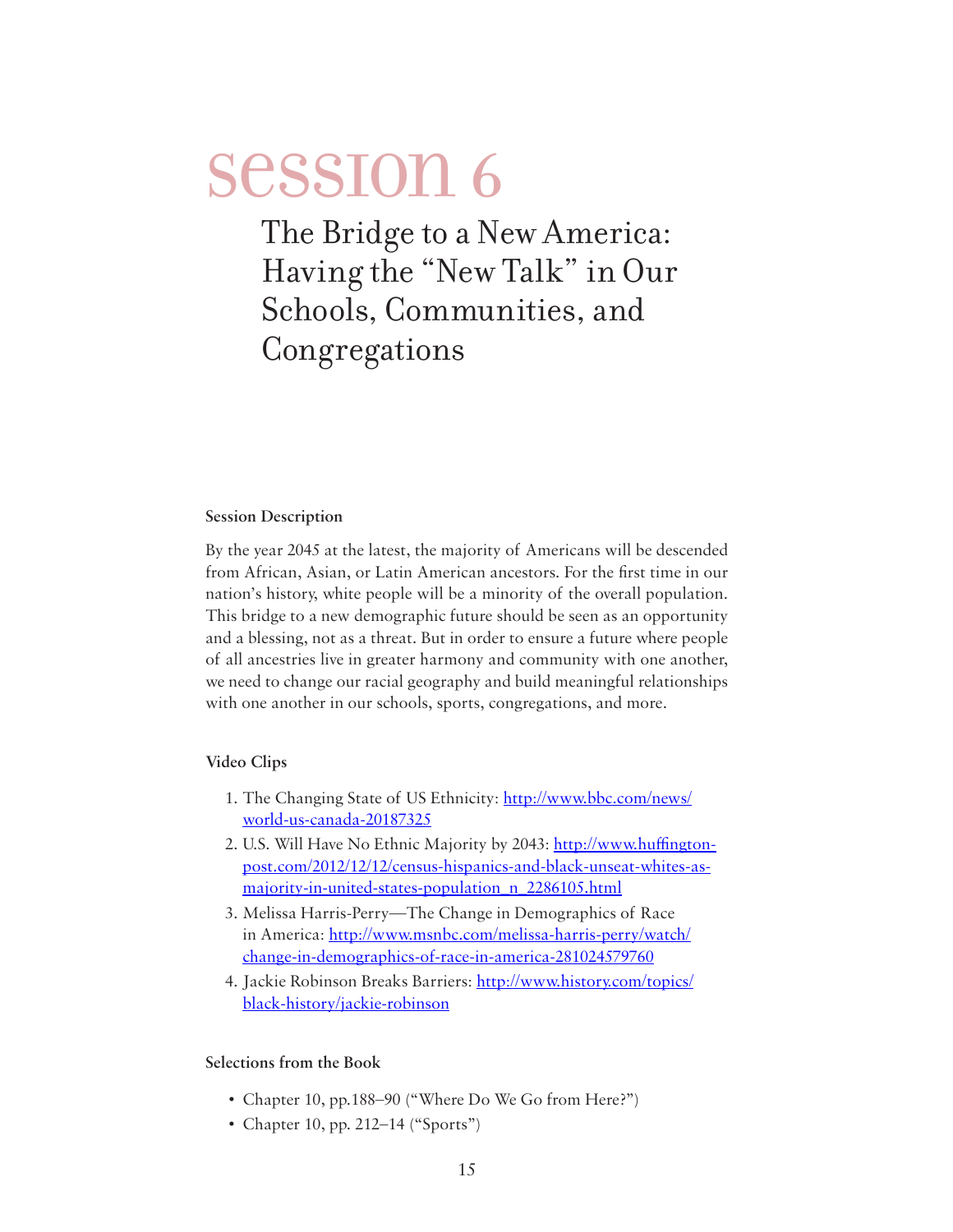# session 6

## The Bridge to a New America: Having the "New Talk" in Our Schools, Communities, and Congregations

### Session Description

By the year 2045 at the latest, the majority of Americans will be descended from African, Asian, or Latin American ancestors. For the first time in our nation's history, white people will be a minority of the overall population. This bridge to a new demographic future should be seen as an opportunity and a blessing, not as a threat. But in order to ensure a future where people of all ancestries live in greater harmony and community with one another, we need to change our racial geography and build meaningful relationships with one another in our schools, sports, congregations, and more.

### Video Clips

1. The Changing State of US Ethnicity: http://www.bbc.com/news/world-us-canada-20187325
2. U.S. Will Have No Ethnic Majority by 2043: http://www.huffington-post.com/2012/12/12/census-hispanics-and-black-unseat-whites-as-majority-in-united-states-population_n_2286105.html
3. Melissa Harris-Perry—The Change in Demographics of Race in America: http://www.msnbc.com/melissa-harris-perry/watch/change-in-demographics-of-race-in-america-281024579760
4. Jackie Robinson Breaks Barriers: http://www.history.com/topics/black-history/jackie-robinson

### Selections from the Book

- Chapter 10, pp.188–90 ("Where Do We Go from Here?")
- Chapter 10, pp. 212–14 ("Sports")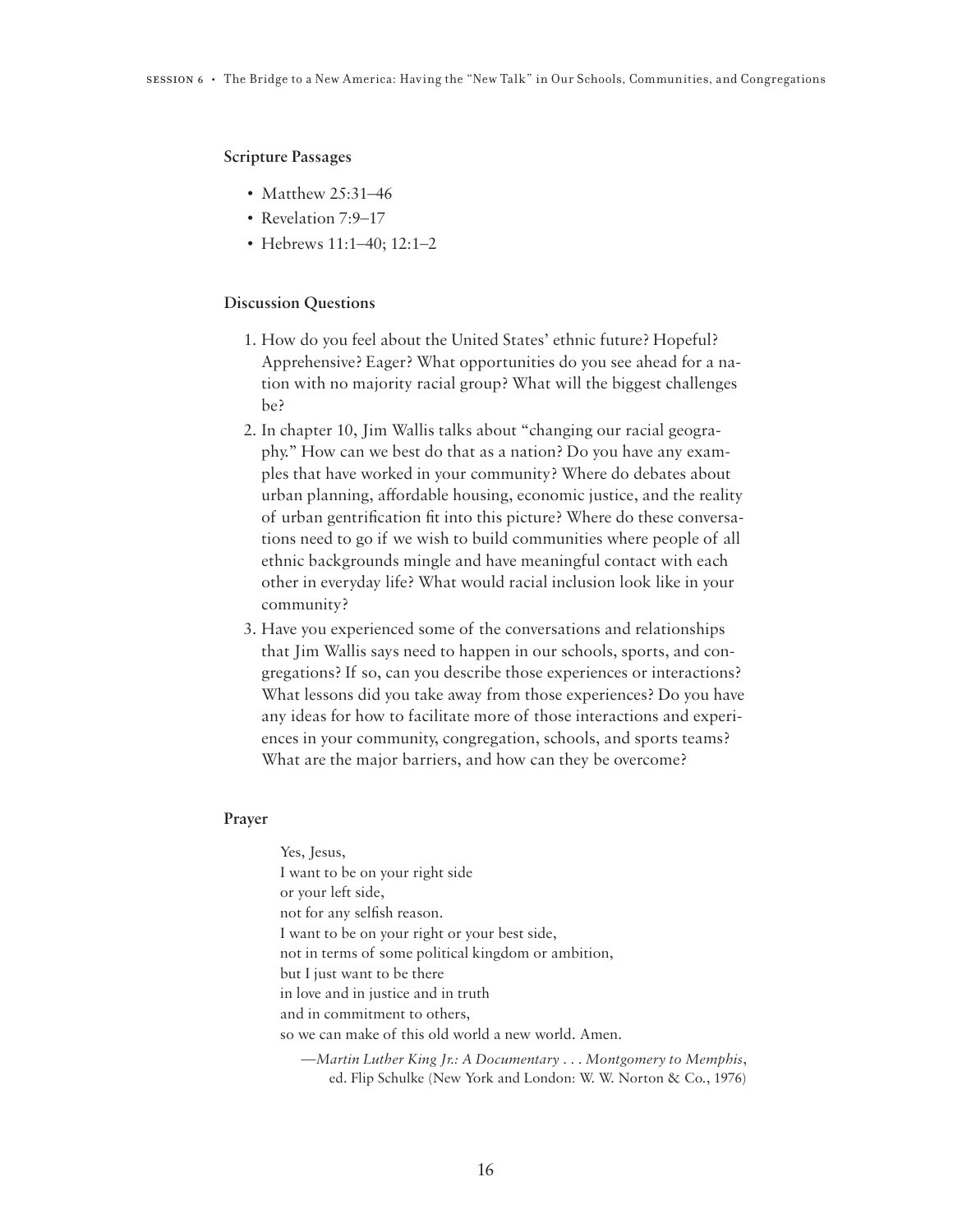### Scripture Passages

- Matthew 25:31–46
- Revelation 7:9–17
- Hebrews 11:1–40; 12:1–2

### Discussion Questions

1. How do you feel about the United States' ethnic future? Hopeful? Apprehensive? Eager? What opportunities do you see ahead for a nation with no majority racial group? What will the biggest challenges be?
2. In chapter 10, Jim Wallis talks about "changing our racial geography." How can we best do that as a nation? Do you have any examples that have worked in your community? Where do debates about urban planning, affordable housing, economic justice, and the reality of urban gentrification fit into this picture? Where do these conversations need to go if we wish to build communities where people of all ethnic backgrounds mingle and have meaningful contact with each other in everyday life? What would racial inclusion look like in your community?
3. Have you experienced some of the conversations and relationships that Jim Wallis says need to happen in our schools, sports, and congregations? If so, can you describe those experiences or interactions? What lessons did you take away from those experiences? Do you have any ideas for how to facilitate more of those interactions and experiences in your community, congregation, schools, and sports teams? What are the major barriers, and how can they be overcome?

### Prayer

Yes, Jesus,  
I want to be on your right side  
or your left side,  
not for any selfish reason.  
I want to be on your right or your best side,  
not in terms of some political kingdom or ambition,  
but I just want to be there  
in love and in justice and in truth  
and in commitment to others,  
so we can make of this old world a new world. Amen.

—*Martin Luther King Jr.: A Documentary . . . Montgomery to Memphis*, ed. Flip Schulke (New York and London: W. W. Norton & Co., 1976)